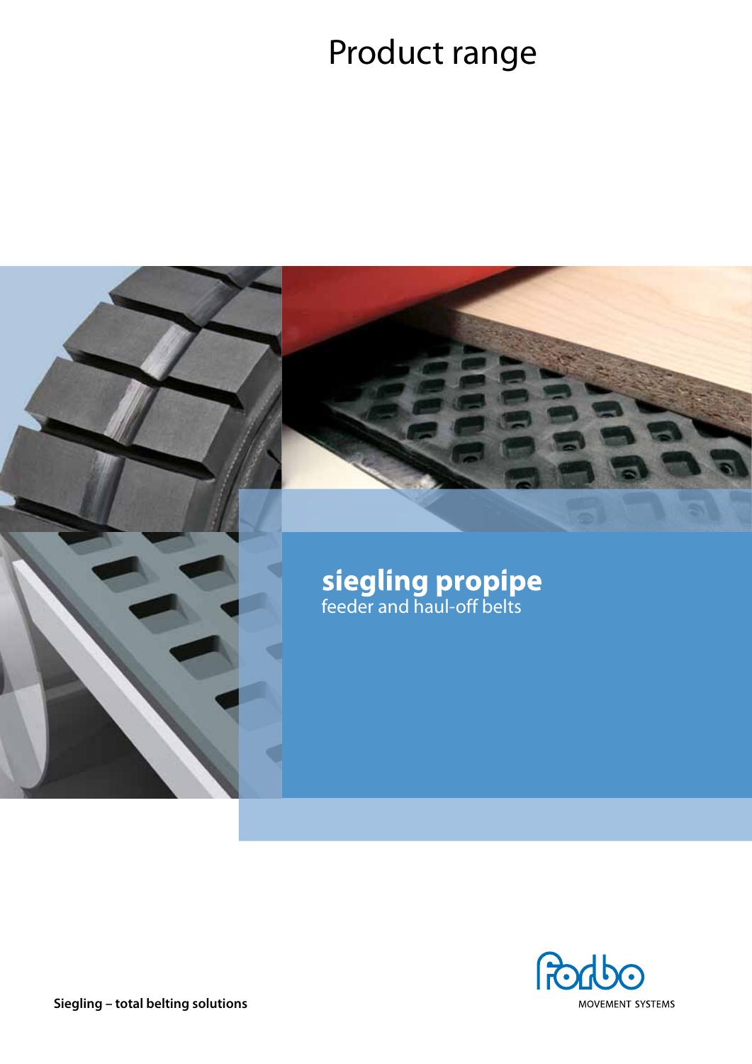# Product range

## siegling propipe

feeder and haul-off belts

**Siegling – total belting solutions**

MOVEMENT SYSTEMS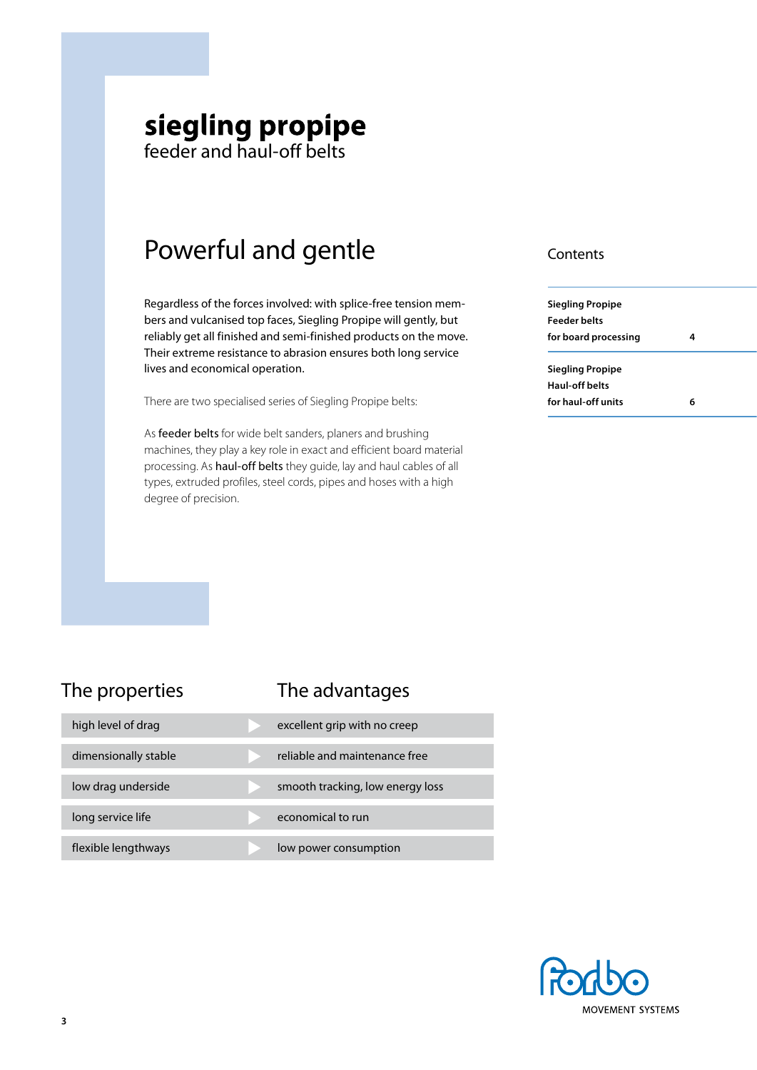# siegling propipe

feeder and haul-off belts

## Powerful and gentle

Regardless of the forces involved: with splice-free tension members and vulcanised top faces, Siegling Propipe will gently, but reliably get all finished and semi-finished products on the move. Their extreme resistance to abrasion ensures both long service lives and economical operation.

There are two specialised series of Siegling Propipe belts:

As **feeder belts** for wide belt sanders, planers and brushing machines, they play a key role in exact and efficient board material processing. As **haul-off belts** they guide, lay and haul cables of all types, extruded profiles, steel cords, pipes and hoses with a high degree of precision.

## Contents

| | |
|---|---|
| **Siegling Propipe Feeder belts for board processing** | **4** |
| **Siegling Propipe Haul-off belts for haul-off units** | **6** |

| The properties | The advantages |
|---|---|
| high level of drag | excellent grip with no creep |
| dimensionally stable | reliable and maintenance free |
| low drag underside | smooth tracking, low energy loss |
| long service life | economical to run |
| flexible lengthways | low power consumption |

forbo MOVEMENT SYSTEMS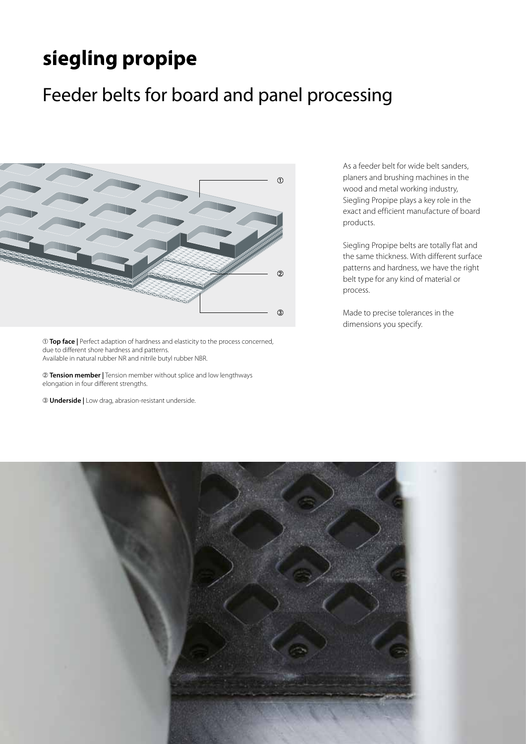# siegling propipe

## Feeder belts for board and panel processing

① **Top face |** Perfect adaption of hardness and elasticity to the process concerned, due to different shore hardness and patterns.
Available in natural rubber NR and nitrile butyl rubber NBR.

② **Tension member |** Tension member without splice and low lengthways elongation in four different strengths.

③ **Underside |** Low drag, abrasion-resistant underside.

As a feeder belt for wide belt sanders, planers and brushing machines in the wood and metal working industry, Siegling Propipe plays a key role in the exact and efficient manufacture of board products.

Siegling Propipe belts are totally flat and the same thickness. With different surface patterns and hardness, we have the right belt type for any kind of material or process.

Made to precise tolerances in the dimensions you specify.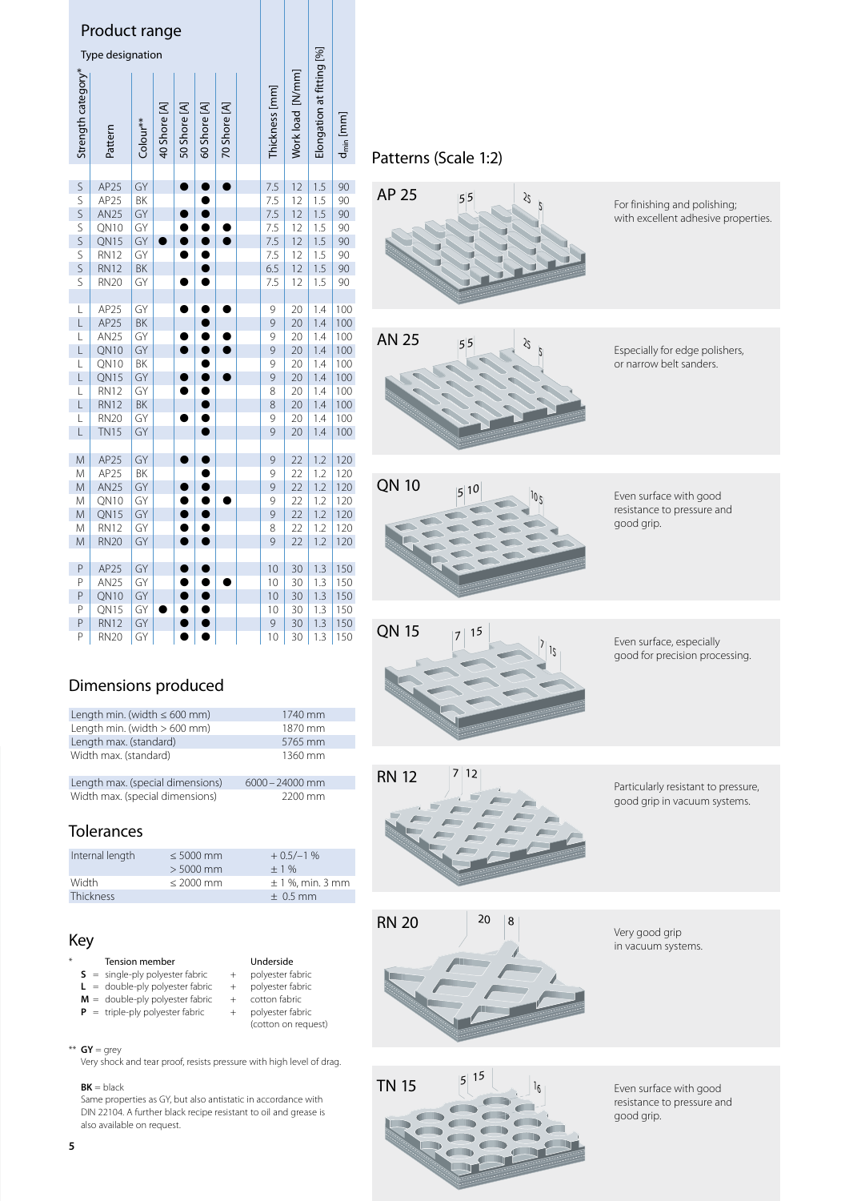## Product range

| Strength category* | Pattern | Colour** | 40 Shore [A] | 50 Shore [A] | 60 Shore [A] | 70 Shore [A] | Thickness [mm] | Work load [N/mm] | Elongation at fitting [%] | $d_{min}$ [mm] |
|---|---|---|---|---|---|---|---|---|---|---|
| | Type designation | | | | | | | | | |
| S | AP25 | GY | | ● | ● | ● | 7.5 | 12 | 1.5 | 90 |
| S | AP25 | BK | | | ● | | 7.5 | 12 | 1.5 | 90 |
| S | AN25 | GY | | ● | ● | | 7.5 | 12 | 1.5 | 90 |
| S | QN10 | GY | | ● | ● | ● | 7.5 | 12 | 1.5 | 90 |
| S | QN15 | GY | ● | ● | ● | ● | 7.5 | 12 | 1.5 | 90 |
| S | RN12 | GY | | ● | ● | | 7.5 | 12 | 1.5 | 90 |
| S | RN12 | BK | | | ● | | 6.5 | 12 | 1.5 | 90 |
| S | RN20 | GY | | ● | ● | | 7.5 | 12 | 1.5 | 90 |
| L | AP25 | GY | | ● | ● | ● | 9 | 20 | 1.4 | 100 |
| L | AP25 | BK | | | ● | | 9 | 20 | 1.4 | 100 |
| L | AN25 | GY | | ● | ● | ● | 9 | 20 | 1.4 | 100 |
| L | QN10 | GY | | ● | ● | ● | 9 | 20 | 1.4 | 100 |
| L | QN10 | BK | | | ● | | 9 | 20 | 1.4 | 100 |
| L | QN15 | GY | | ● | ● | ● | 9 | 20 | 1.4 | 100 |
| L | RN12 | GY | | ● | ● | | 8 | 20 | 1.4 | 100 |
| L | RN12 | BK | | | ● | | 8 | 20 | 1.4 | 100 |
| L | RN20 | GY | | ● | ● | | 9 | 20 | 1.4 | 100 |
| L | TN15 | GY | | | ● | | 9 | 20 | 1.4 | 100 |
| M | AP25 | GY | | ● | ● | | 9 | 22 | 1.2 | 120 |
| M | AP25 | BK | | | ● | | 9 | 22 | 1.2 | 120 |
| M | AN25 | GY | | ● | ● | | 9 | 22 | 1.2 | 120 |
| M | QN10 | GY | | ● | ● | ● | 9 | 22 | 1.2 | 120 |
| M | QN15 | GY | | ● | ● | | 9 | 22 | 1.2 | 120 |
| M | RN12 | GY | | ● | ● | | 8 | 22 | 1.2 | 120 |
| M | RN20 | GY | | ● | ● | | 9 | 22 | 1.2 | 120 |
| P | AP25 | GY | | ● | ● | | 10 | 30 | 1.3 | 150 |
| P | AN25 | GY | | ● | ● | ● | 10 | 30 | 1.3 | 150 |
| P | QN10 | GY | | ● | ● | | 10 | 30 | 1.3 | 150 |
| P | QN15 | GY | ● | ● | ● | | 10 | 30 | 1.3 | 150 |
| P | RN12 | GY | | ● | ● | | 9 | 30 | 1.3 | 150 |
| P | RN20 | GY | | ● | ● | | 10 | 30 | 1.3 | 150 |

## Dimensions produced

| | |
|---|---|
| Length min. (width ≤ 600 mm) | 1740 mm |
| Length min. (width > 600 mm) | 1870 mm |
| Length max. (standard) | 5765 mm |
| Width max. (standard) | 1360 mm |
| Length max. (special dimensions) | 6000 – 24000 mm |
| Width max. (special dimensions) | 2200 mm |

## Tolerances

| | | |
|---|---|---|
| Internal length | ≤ 5000 mm | + 0.5/–1 % |
| | > 5000 mm | ± 1 % |
| Width | ≤ 2000 mm | ± 1 %, min. 3 mm |
| Thickness | | ± 0.5 mm |

## Key

\* Tension member + Underside

- **S** = single-ply polyester fabric + polyester fabric
- **L** = double-ply polyester fabric + polyester fabric
- **M** = double-ply polyester fabric + cotton fabric
- **P** = triple-ply polyester fabric + polyester fabric (cotton on request)

\*\* **GY** = grey
Very shock and tear proof, resists pressure with high level of drag.

**BK** = black
Same properties as GY, but also antistatic in accordance with DIN 22104. A further black recipe resistant to oil and grease is also available on request.

## Patterns (Scale 1:2)

**AP 25** – For finishing and polishing; with excellent adhesive properties.

**AN 25** – Especially for edge polishers, or narrow belt sanders.

**QN 10** – Even surface with good resistance to pressure and good grip.

**QN 15** – Even surface, especially good for precision processing.

**RN 12** – Particularly resistant to pressure, good grip in vacuum systems.

**RN 20** – Very good grip in vacuum systems.

**TN 15** – Even surface with good resistance to pressure and good grip.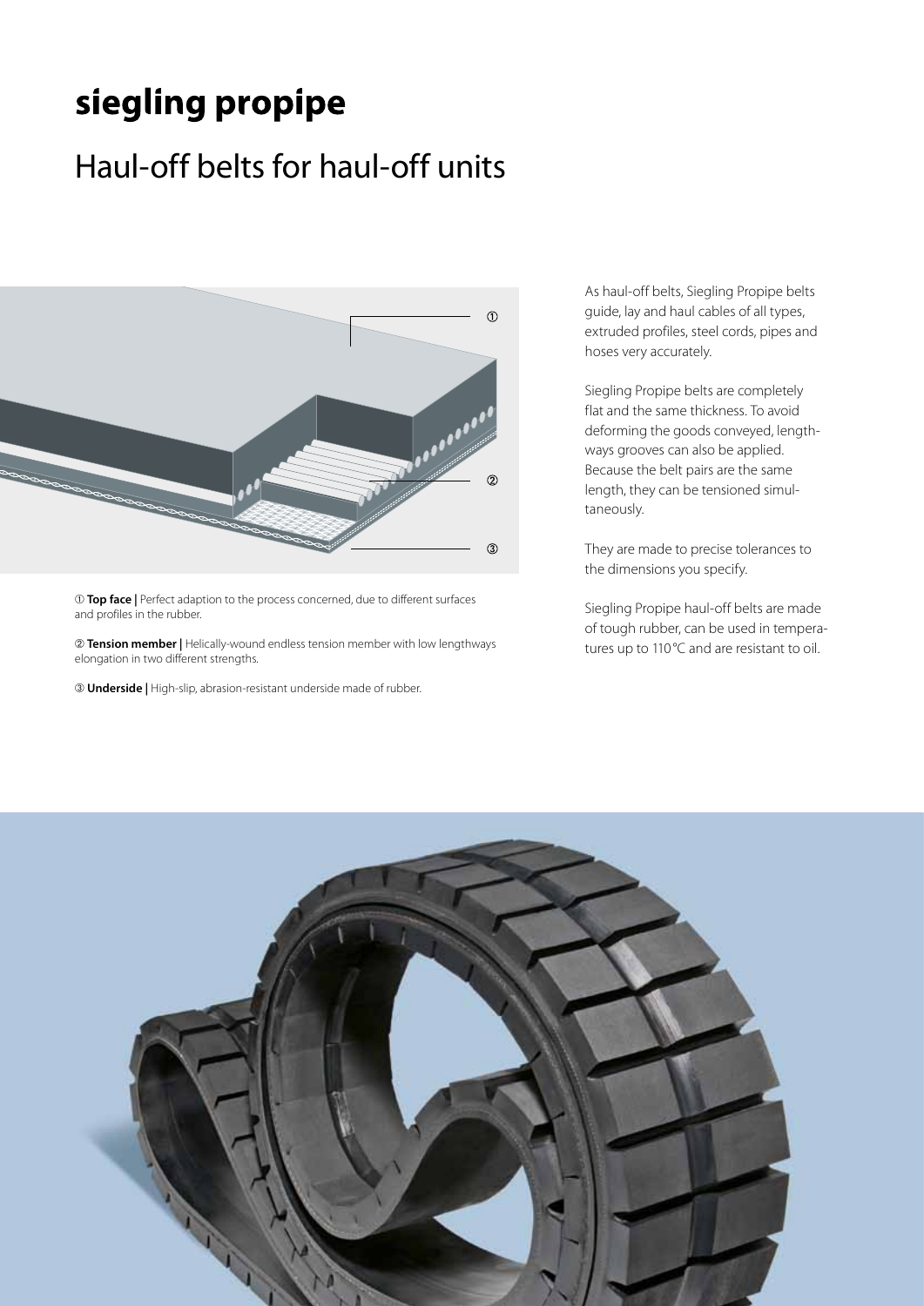# siegling propipe

## Haul-off belts for haul-off units

① **Top face |** Perfect adaption to the process concerned, due to different surfaces and profiles in the rubber.

② **Tension member |** Helically-wound endless tension member with low lengthways elongation in two different strengths.

③ **Underside |** High-slip, abrasion-resistant underside made of rubber.

As haul-off belts, Siegling Propipe belts guide, lay and haul cables of all types, extruded profiles, steel cords, pipes and hoses very accurately.

Siegling Propipe belts are completely flat and the same thickness. To avoid deforming the goods conveyed, lengthways grooves can also be applied. Because the belt pairs are the same length, they can be tensioned simultaneously.

They are made to precise tolerances to the dimensions you specify.

Siegling Propipe haul-off belts are made of tough rubber, can be used in temperatures up to 110 °C and are resistant to oil.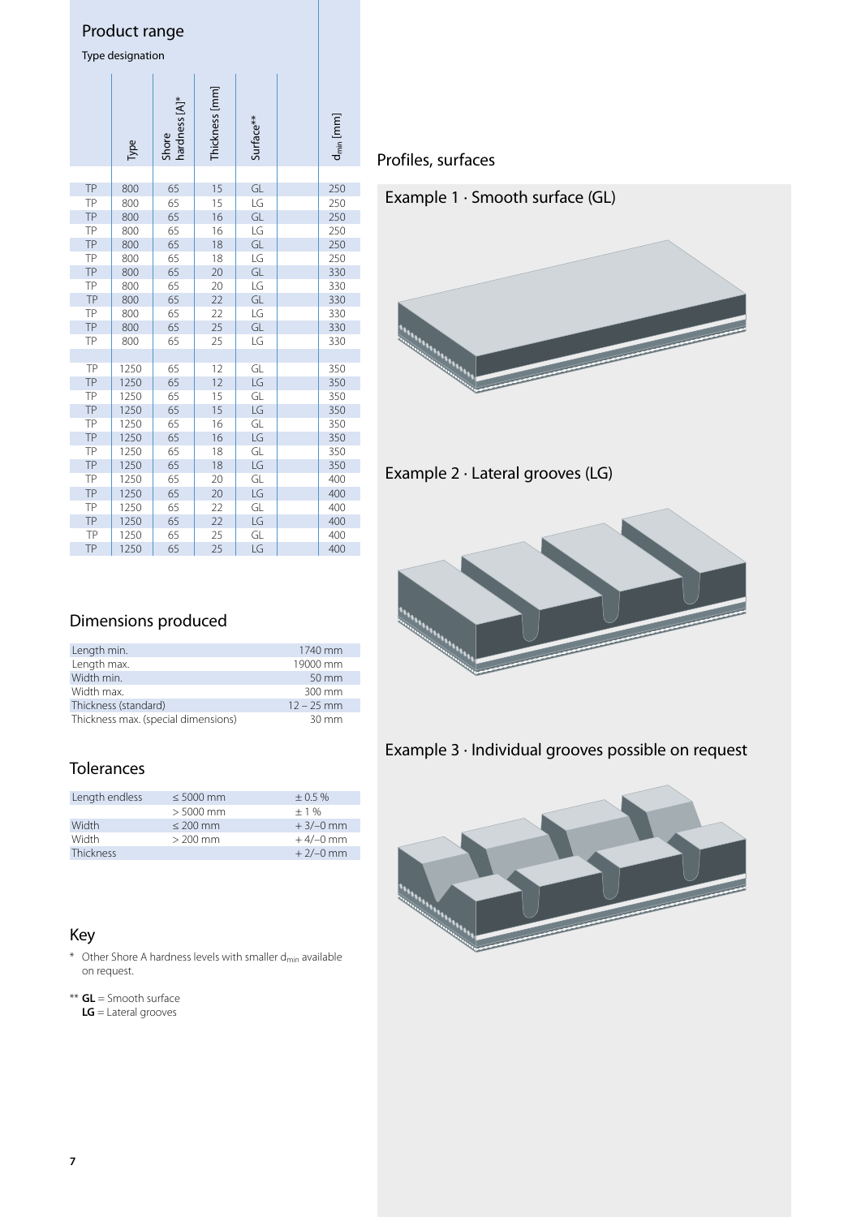## Product range

Type designation

| Type | | Shore hardness [A]* | Thickness [mm] | Surface** | | $d_{min}$ [mm] |
|---|---|---|---|---|---|---|
| TP | 800 | 65 | 15 | GL | | 250 |
| TP | 800 | 65 | 15 | LG | | 250 |
| TP | 800 | 65 | 16 | GL | | 250 |
| TP | 800 | 65 | 16 | LG | | 250 |
| TP | 800 | 65 | 18 | GL | | 250 |
| TP | 800 | 65 | 18 | LG | | 250 |
| TP | 800 | 65 | 20 | GL | | 330 |
| TP | 800 | 65 | 20 | LG | | 330 |
| TP | 800 | 65 | 22 | GL | | 330 |
| TP | 800 | 65 | 22 | LG | | 330 |
| TP | 800 | 65 | 25 | GL | | 330 |
| TP | 800 | 65 | 25 | LG | | 330 |
| | | | | | | |
| TP | 1250 | 65 | 12 | GL | | 350 |
| TP | 1250 | 65 | 12 | LG | | 350 |
| TP | 1250 | 65 | 15 | GL | | 350 |
| TP | 1250 | 65 | 15 | LG | | 350 |
| TP | 1250 | 65 | 16 | GL | | 350 |
| TP | 1250 | 65 | 16 | LG | | 350 |
| TP | 1250 | 65 | 18 | GL | | 350 |
| TP | 1250 | 65 | 18 | LG | | 350 |
| TP | 1250 | 65 | 20 | GL | | 400 |
| TP | 1250 | 65 | 20 | LG | | 400 |
| TP | 1250 | 65 | 22 | GL | | 400 |
| TP | 1250 | 65 | 22 | LG | | 400 |
| TP | 1250 | 65 | 25 | GL | | 400 |
| TP | 1250 | 65 | 25 | LG | | 400 |

## Dimensions produced

| | |
|---|---|
| Length min. | 1740 mm |
| Length max. | 19000 mm |
| Width min. | 50 mm |
| Width max. | 300 mm |
| Thickness (standard) | 12 – 25 mm |
| Thickness max. (special dimensions) | 30 mm |

## Tolerances

| | | |
|---|---|---|
| Length endless | ≤ 5000 mm | ± 0.5 % |
| | > 5000 mm | ± 1 % |
| Width | ≤ 200 mm | + 3/–0 mm |
| Width | > 200 mm | + 4/–0 mm |
| Thickness | | + 2/–0 mm |

## Key

\* Other Shore A hardness levels with smaller $d_{min}$ available on request.

** **GL** = Smooth surface
**LG** = Lateral grooves

## Profiles, surfaces

Example 1 · Smooth surface (GL)

Example 2 · Lateral grooves (LG)

Example 3 · Individual grooves possible on request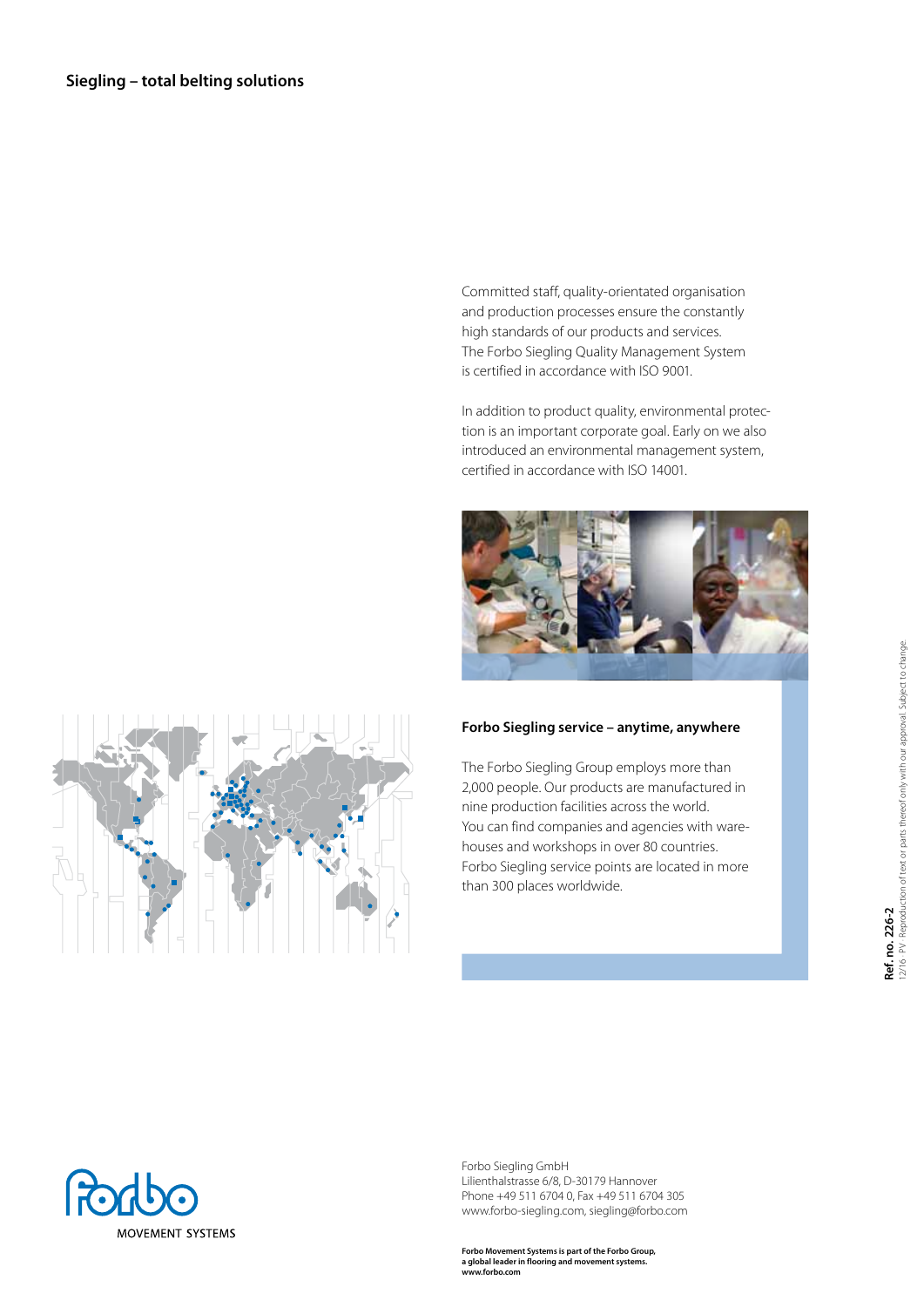## Siegling – total belting solutions

Committed staff, quality-orientated organisation and production processes ensure the constantly high standards of our products and services. The Forbo Siegling Quality Management System is certified in accordance with ISO 9001.

In addition to product quality, environmental protection is an important corporate goal. Early on we also introduced an environmental management system, certified in accordance with ISO 14001.

### Forbo Siegling service – anytime, anywhere

The Forbo Siegling Group employs more than 2,000 people. Our products are manufactured in nine production facilities across the world. You can find companies and agencies with warehouses and workshops in over 80 countries. Forbo Siegling service points are located in more than 300 places worldwide.

**Ref. no. 226-2**
12/16 · PV · Reproduction of text or parts thereof only with our approval. Subject to change.

forbo
MOVEMENT SYSTEMS

Forbo Siegling GmbH
Lilienthalstrasse 6/8, D-30179 Hannover
Phone +49 511 6704 0, Fax +49 511 6704 305
www.forbo-siegling.com, siegling@forbo.com

**Forbo Movement Systems is part of the Forbo Group, a global leader in flooring and movement systems. www.forbo.com**